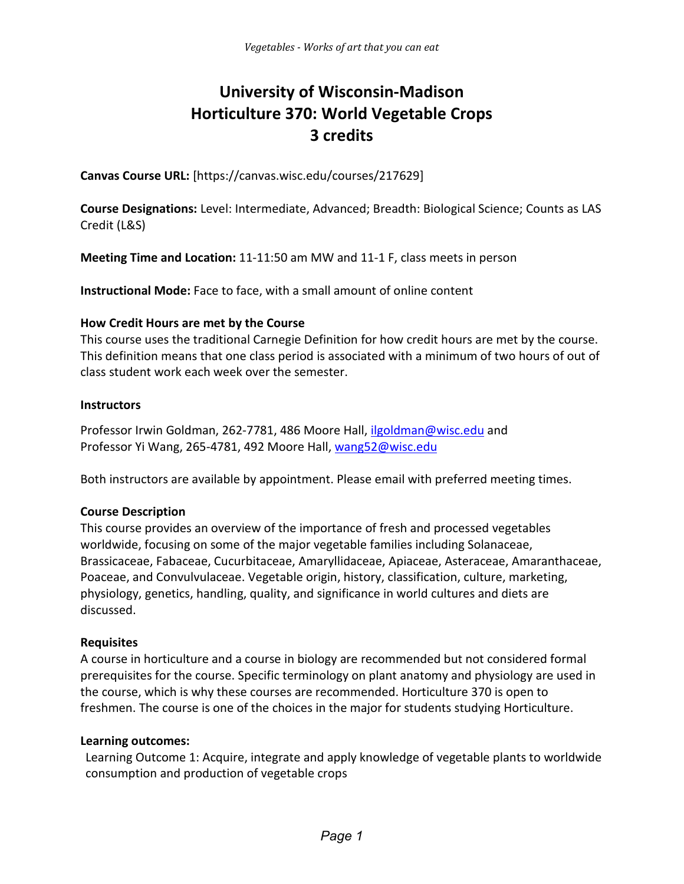# University of Wisconsin-Madison
# Horticulture 370: World Vegetable Crops
# 3 credits

**Canvas Course URL:** [https://canvas.wisc.edu/courses/217629]

**Course Designations:** Level: Intermediate, Advanced; Breadth: Biological Science; Counts as LAS Credit (L&S)

**Meeting Time and Location:** 11-11:50 am MW and 11-1 F, class meets in person

**Instructional Mode:** Face to face, with a small amount of online content

**How Credit Hours are met by the Course**

This course uses the traditional Carnegie Definition for how credit hours are met by the course. This definition means that one class period is associated with a minimum of two hours of out of class student work each week over the semester.

**Instructors**

Professor Irwin Goldman, 262-7781, 486 Moore Hall, ilgoldman@wisc.edu and
Professor Yi Wang, 265-4781, 492 Moore Hall, wang52@wisc.edu

Both instructors are available by appointment. Please email with preferred meeting times.

**Course Description**

This course provides an overview of the importance of fresh and processed vegetables worldwide, focusing on some of the major vegetable families including Solanaceae, Brassicaceae, Fabaceae, Cucurbitaceae, Amaryllidaceae, Apiaceae, Asteraceae, Amaranthaceae, Poaceae, and Convulvulaceae. Vegetable origin, history, classification, culture, marketing, physiology, genetics, handling, quality, and significance in world cultures and diets are discussed.

**Requisites**

A course in horticulture and a course in biology are recommended but not considered formal prerequisites for the course. Specific terminology on plant anatomy and physiology are used in the course, which is why these courses are recommended. Horticulture 370 is open to freshmen. The course is one of the choices in the major for students studying Horticulture.

**Learning outcomes:**

Learning Outcome 1: Acquire, integrate and apply knowledge of vegetable plants to worldwide consumption and production of vegetable crops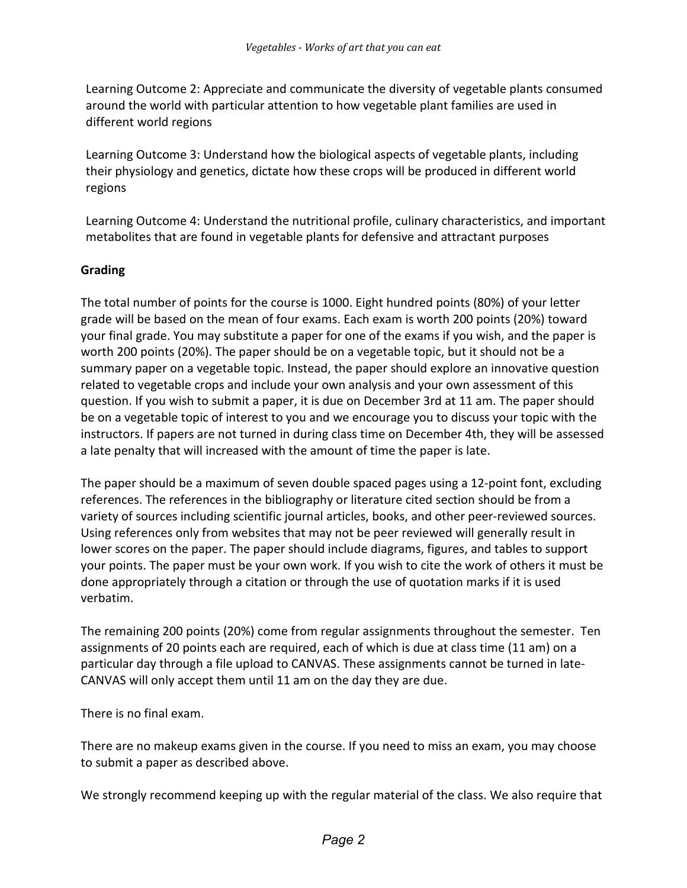Learning Outcome 2: Appreciate and communicate the diversity of vegetable plants consumed around the world with particular attention to how vegetable plant families are used in different world regions

Learning Outcome 3: Understand how the biological aspects of vegetable plants, including their physiology and genetics, dictate how these crops will be produced in different world regions

Learning Outcome 4: Understand the nutritional profile, culinary characteristics, and important metabolites that are found in vegetable plants for defensive and attractant purposes

**Grading**

The total number of points for the course is 1000. Eight hundred points (80%) of your letter grade will be based on the mean of four exams. Each exam is worth 200 points (20%) toward your final grade. You may substitute a paper for one of the exams if you wish, and the paper is worth 200 points (20%). The paper should be on a vegetable topic, but it should not be a summary paper on a vegetable topic. Instead, the paper should explore an innovative question related to vegetable crops and include your own analysis and your own assessment of this question. If you wish to submit a paper, it is due on December 3rd at 11 am. The paper should be on a vegetable topic of interest to you and we encourage you to discuss your topic with the instructors. If papers are not turned in during class time on December 4th, they will be assessed a late penalty that will increased with the amount of time the paper is late.

The paper should be a maximum of seven double spaced pages using a 12-point font, excluding references. The references in the bibliography or literature cited section should be from a variety of sources including scientific journal articles, books, and other peer-reviewed sources. Using references only from websites that may not be peer reviewed will generally result in lower scores on the paper. The paper should include diagrams, figures, and tables to support your points. The paper must be your own work. If you wish to cite the work of others it must be done appropriately through a citation or through the use of quotation marks if it is used verbatim.

The remaining 200 points (20%) come from regular assignments throughout the semester. Ten assignments of 20 points each are required, each of which is due at class time (11 am) on a particular day through a file upload to CANVAS. These assignments cannot be turned in late- CANVAS will only accept them until 11 am on the day they are due.

There is no final exam.

There are no makeup exams given in the course. If you need to miss an exam, you may choose to submit a paper as described above.

We strongly recommend keeping up with the regular material of the class. We also require that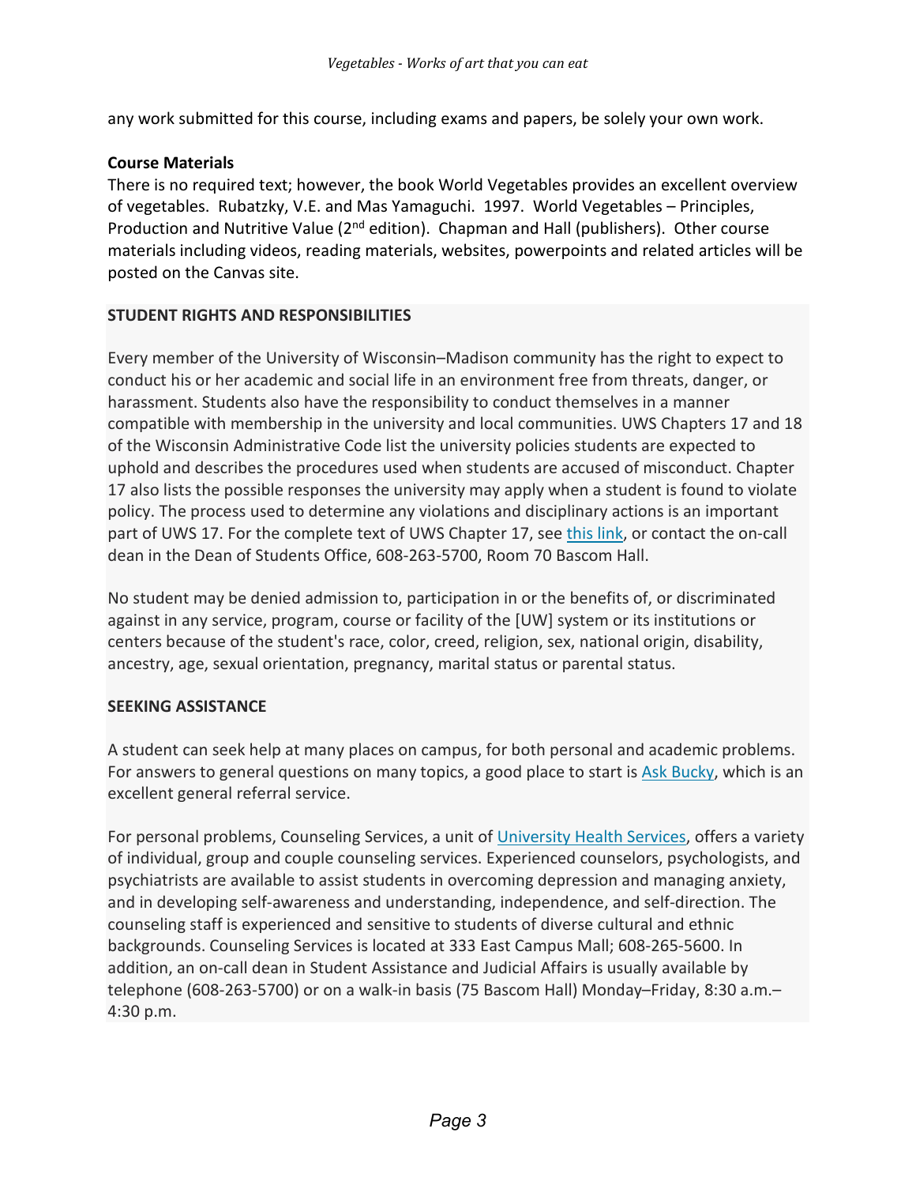any work submitted for this course, including exams and papers, be solely your own work.

**Course Materials**

There is no required text; however, the book World Vegetables provides an excellent overview of vegetables. Rubatzky, V.E. and Mas Yamaguchi. 1997. World Vegetables – Principles, Production and Nutritive Value (2nd edition). Chapman and Hall (publishers). Other course materials including videos, reading materials, websites, powerpoints and related articles will be posted on the Canvas site.

**STUDENT RIGHTS AND RESPONSIBILITIES**

Every member of the University of Wisconsin–Madison community has the right to expect to conduct his or her academic and social life in an environment free from threats, danger, or harassment. Students also have the responsibility to conduct themselves in a manner compatible with membership in the university and local communities. UWS Chapters 17 and 18 of the Wisconsin Administrative Code list the university policies students are expected to uphold and describes the procedures used when students are accused of misconduct. Chapter 17 also lists the possible responses the university may apply when a student is found to violate policy. The process used to determine any violations and disciplinary actions is an important part of UWS 17. For the complete text of UWS Chapter 17, see this link, or contact the on-call dean in the Dean of Students Office, 608-263-5700, Room 70 Bascom Hall.

No student may be denied admission to, participation in or the benefits of, or discriminated against in any service, program, course or facility of the [UW] system or its institutions or centers because of the student's race, color, creed, religion, sex, national origin, disability, ancestry, age, sexual orientation, pregnancy, marital status or parental status.

**SEEKING ASSISTANCE**

A student can seek help at many places on campus, for both personal and academic problems. For answers to general questions on many topics, a good place to start is Ask Bucky, which is an excellent general referral service.

For personal problems, Counseling Services, a unit of University Health Services, offers a variety of individual, group and couple counseling services. Experienced counselors, psychologists, and psychiatrists are available to assist students in overcoming depression and managing anxiety, and in developing self-awareness and understanding, independence, and self-direction. The counseling staff is experienced and sensitive to students of diverse cultural and ethnic backgrounds. Counseling Services is located at 333 East Campus Mall; 608-265-5600. In addition, an on-call dean in Student Assistance and Judicial Affairs is usually available by telephone (608-263-5700) or on a walk-in basis (75 Bascom Hall) Monday–Friday, 8:30 a.m.–4:30 p.m.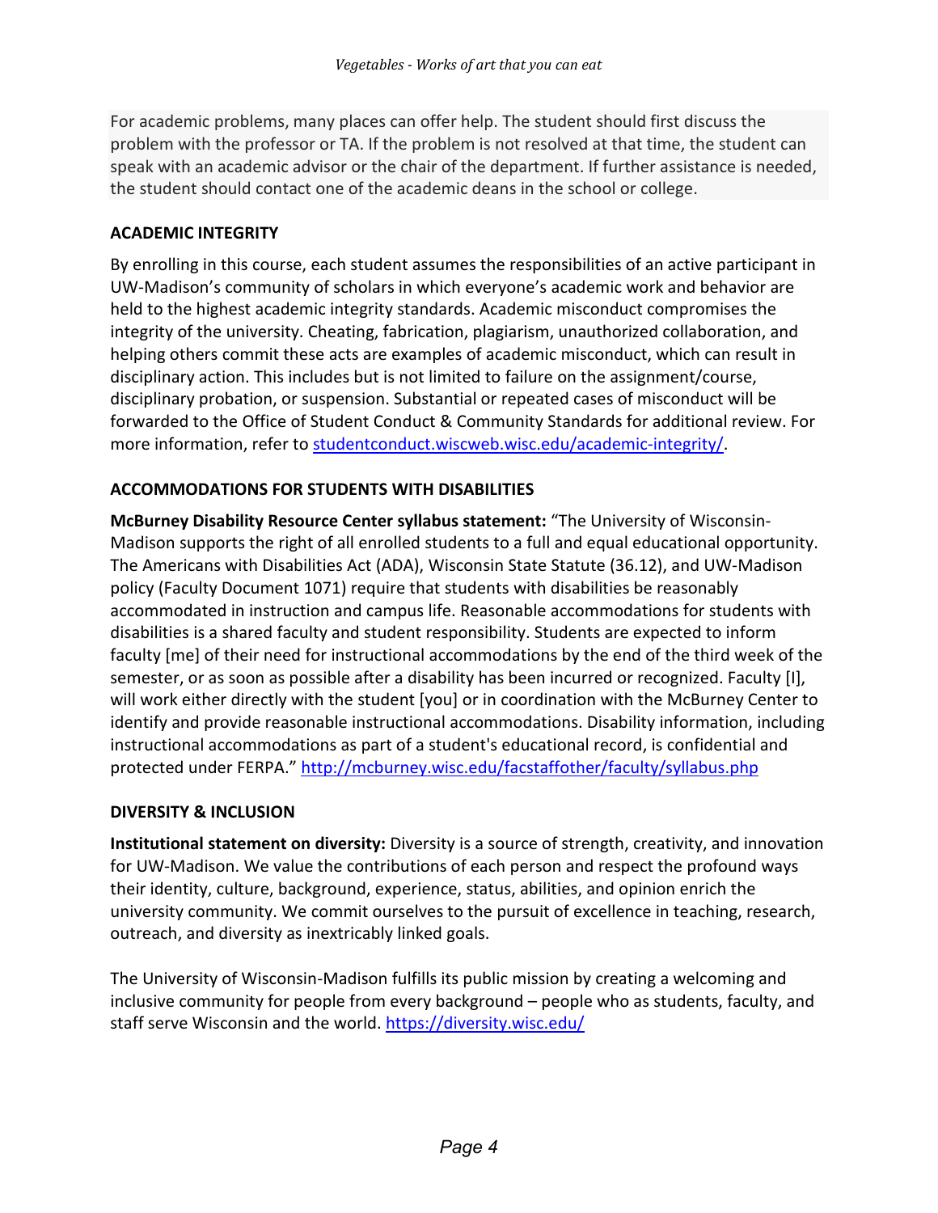For academic problems, many places can offer help. The student should first discuss the problem with the professor or TA. If the problem is not resolved at that time, the student can speak with an academic advisor or the chair of the department. If further assistance is needed, the student should contact one of the academic deans in the school or college.

## ACADEMIC INTEGRITY

By enrolling in this course, each student assumes the responsibilities of an active participant in UW-Madison's community of scholars in which everyone's academic work and behavior are held to the highest academic integrity standards. Academic misconduct compromises the integrity of the university. Cheating, fabrication, plagiarism, unauthorized collaboration, and helping others commit these acts are examples of academic misconduct, which can result in disciplinary action. This includes but is not limited to failure on the assignment/course, disciplinary probation, or suspension. Substantial or repeated cases of misconduct will be forwarded to the Office of Student Conduct & Community Standards for additional review. For more information, refer to [studentconduct.wiscweb.wisc.edu/academic-integrity/](studentconduct.wiscweb.wisc.edu/academic-integrity/).

## ACCOMMODATIONS FOR STUDENTS WITH DISABILITIES

**McBurney Disability Resource Center syllabus statement:** "The University of Wisconsin-Madison supports the right of all enrolled students to a full and equal educational opportunity. The Americans with Disabilities Act (ADA), Wisconsin State Statute (36.12), and UW-Madison policy (Faculty Document 1071) require that students with disabilities be reasonably accommodated in instruction and campus life. Reasonable accommodations for students with disabilities is a shared faculty and student responsibility. Students are expected to inform faculty [me] of their need for instructional accommodations by the end of the third week of the semester, or as soon as possible after a disability has been incurred or recognized. Faculty [I], will work either directly with the student [you] or in coordination with the McBurney Center to identify and provide reasonable instructional accommodations. Disability information, including instructional accommodations as part of a student's educational record, is confidential and protected under FERPA." [http://mcburney.wisc.edu/facstaffother/faculty/syllabus.php](http://mcburney.wisc.edu/facstaffother/faculty/syllabus.php)

## DIVERSITY & INCLUSION

**Institutional statement on diversity:** Diversity is a source of strength, creativity, and innovation for UW-Madison. We value the contributions of each person and respect the profound ways their identity, culture, background, experience, status, abilities, and opinion enrich the university community. We commit ourselves to the pursuit of excellence in teaching, research, outreach, and diversity as inextricably linked goals.

The University of Wisconsin-Madison fulfills its public mission by creating a welcoming and inclusive community for people from every background – people who as students, faculty, and staff serve Wisconsin and the world. [https://diversity.wisc.edu/](https://diversity.wisc.edu/)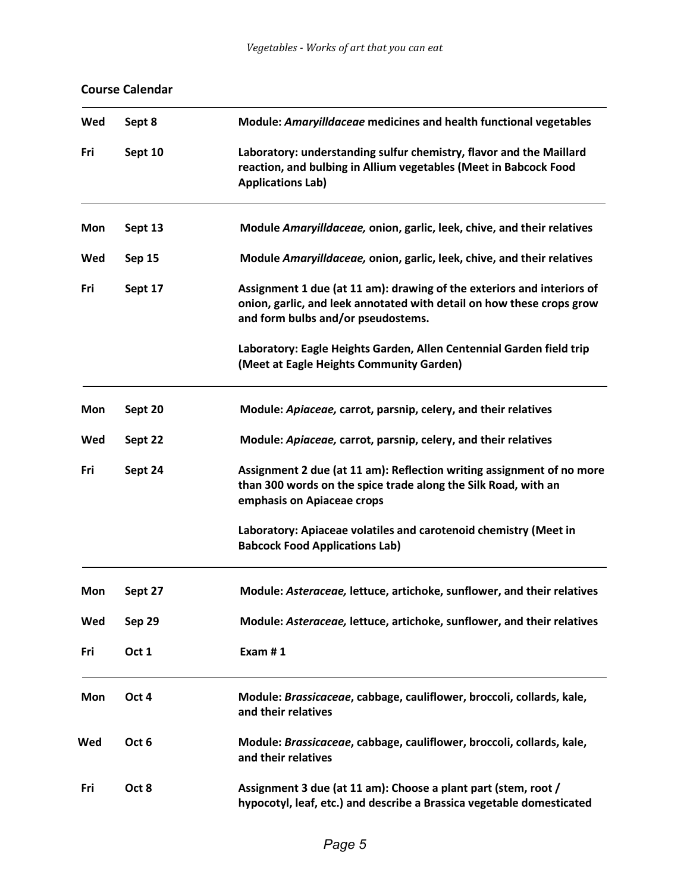## Course Calendar

| | | |
|---|---|---|
| **Wed** | **Sept 8** | **Module: *Amaryilldaceae* medicines and health functional vegetables** |
| **Fri** | **Sept 10** | **Laboratory: understanding sulfur chemistry, flavor and the Maillard reaction, and bulbing in Allium vegetables (Meet in Babcock Food Applications Lab)** |
| **Mon** | **Sept 13** | **Module *Amaryilldaceae,* onion, garlic, leek, chive, and their relatives** |
| **Wed** | **Sep 15** | **Module *Amaryilldaceae,* onion, garlic, leek, chive, and their relatives** |
| **Fri** | **Sept 17** | **Assignment 1 due (at 11 am): drawing of the exteriors and interiors of onion, garlic, and leek annotated with detail on how these crops grow and form bulbs and/or pseudostems.**<br><br>**Laboratory: Eagle Heights Garden, Allen Centennial Garden field trip (Meet at Eagle Heights Community Garden)** |
| **Mon** | **Sept 20** | **Module: *Apiaceae,* carrot, parsnip, celery, and their relatives** |
| **Wed** | **Sept 22** | **Module: *Apiaceae,* carrot, parsnip, celery, and their relatives** |
| **Fri** | **Sept 24** | **Assignment 2 due (at 11 am): Reflection writing assignment of no more than 300 words on the spice trade along the Silk Road, with an emphasis on Apiaceae crops**<br><br>**Laboratory: Apiaceae volatiles and carotenoid chemistry (Meet in Babcock Food Applications Lab)** |
| **Mon** | **Sept 27** | **Module: *Asteraceae,* lettuce, artichoke, sunflower, and their relatives** |
| **Wed** | **Sep 29** | **Module: *Asteraceae,* lettuce, artichoke, sunflower, and their relatives** |
| **Fri** | **Oct 1** | **Exam # 1** |
| **Mon** | **Oct 4** | **Module: *Brassicaceae*, cabbage, cauliflower, broccoli, collards, kale, and their relatives** |
| **Wed** | **Oct 6** | **Module: *Brassicaceae*, cabbage, cauliflower, broccoli, collards, kale, and their relatives** |
| **Fri** | **Oct 8** | **Assignment 3 due (at 11 am): Choose a plant part (stem, root / hypocotyl, leaf, etc.) and describe a Brassica vegetable domesticated** |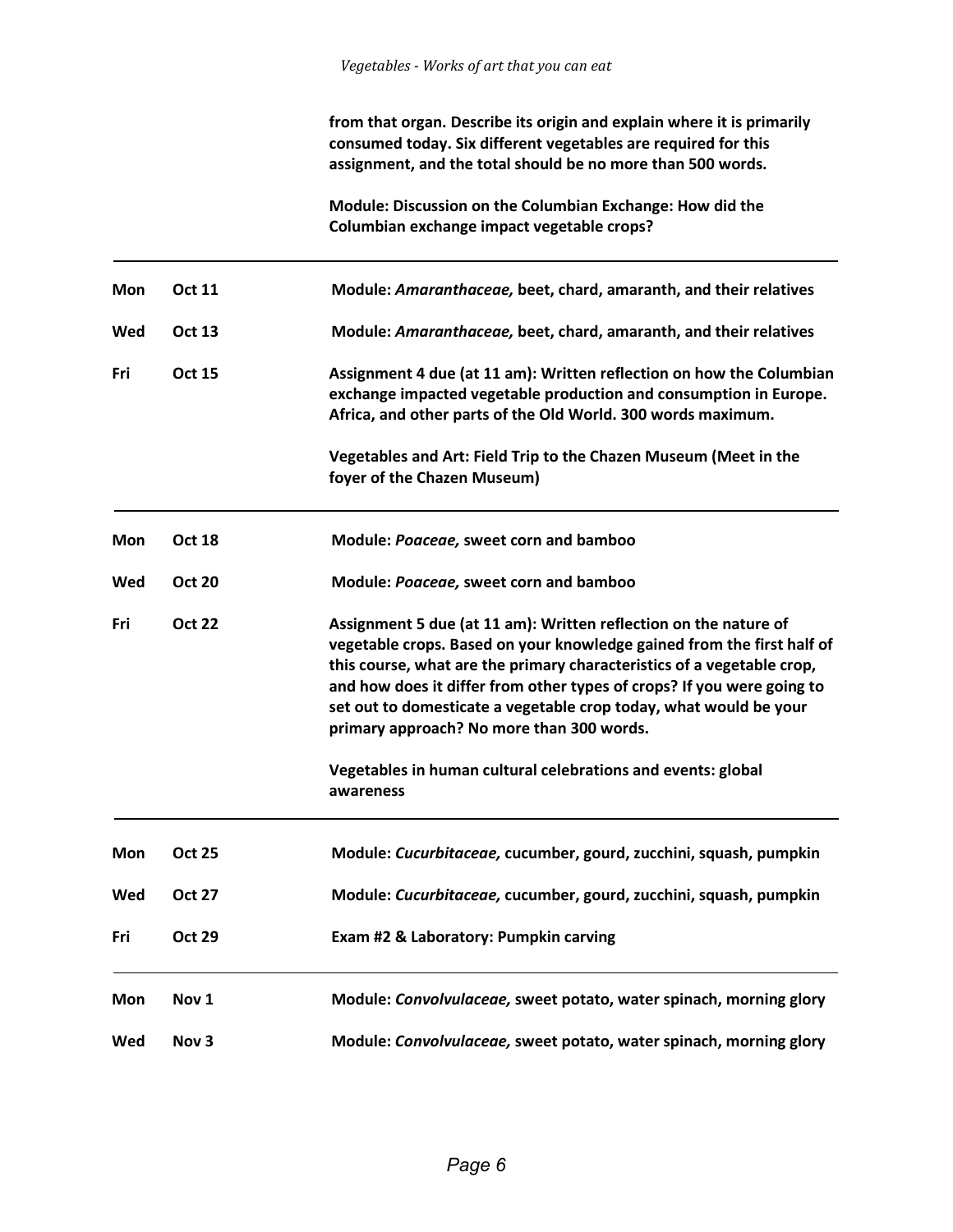| | | |
|---|---|---|
| | | **from that organ. Describe its origin and explain where it is primarily consumed today. Six different vegetables are required for this assignment, and the total should be no more than 500 words.**<br><br>**Module: Discussion on the Columbian Exchange: How did the Columbian exchange impact vegetable crops?** |
| **Mon** | **Oct 11** | **Module:** ***Amaranthaceae,*** **beet, chard, amaranth, and their relatives** |
| **Wed** | **Oct 13** | **Module:** ***Amaranthaceae,*** **beet, chard, amaranth, and their relatives** |
| **Fri** | **Oct 15** | **Assignment 4 due (at 11 am): Written reflection on how the Columbian exchange impacted vegetable production and consumption in Europe. Africa, and other parts of the Old World. 300 words maximum.**<br><br>**Vegetables and Art: Field Trip to the Chazen Museum (Meet in the foyer of the Chazen Museum)** |
| **Mon** | **Oct 18** | **Module:** ***Poaceae,*** **sweet corn and bamboo** |
| **Wed** | **Oct 20** | **Module:** ***Poaceae,*** **sweet corn and bamboo** |
| **Fri** | **Oct 22** | **Assignment 5 due (at 11 am): Written reflection on the nature of vegetable crops. Based on your knowledge gained from the first half of this course, what are the primary characteristics of a vegetable crop, and how does it differ from other types of crops? If you were going to set out to domesticate a vegetable crop today, what would be your primary approach? No more than 300 words.**<br><br>**Vegetables in human cultural celebrations and events: global awareness** |
| **Mon** | **Oct 25** | **Module:** ***Cucurbitaceae,*** **cucumber, gourd, zucchini, squash, pumpkin** |
| **Wed** | **Oct 27** | **Module:** ***Cucurbitaceae,*** **cucumber, gourd, zucchini, squash, pumpkin** |
| **Fri** | **Oct 29** | **Exam #2 & Laboratory: Pumpkin carving** |
| **Mon** | **Nov 1** | **Module:** ***Convolvulaceae,*** **sweet potato, water spinach, morning glory** |
| **Wed** | **Nov 3** | **Module:** ***Convolvulaceae,*** **sweet potato, water spinach, morning glory** |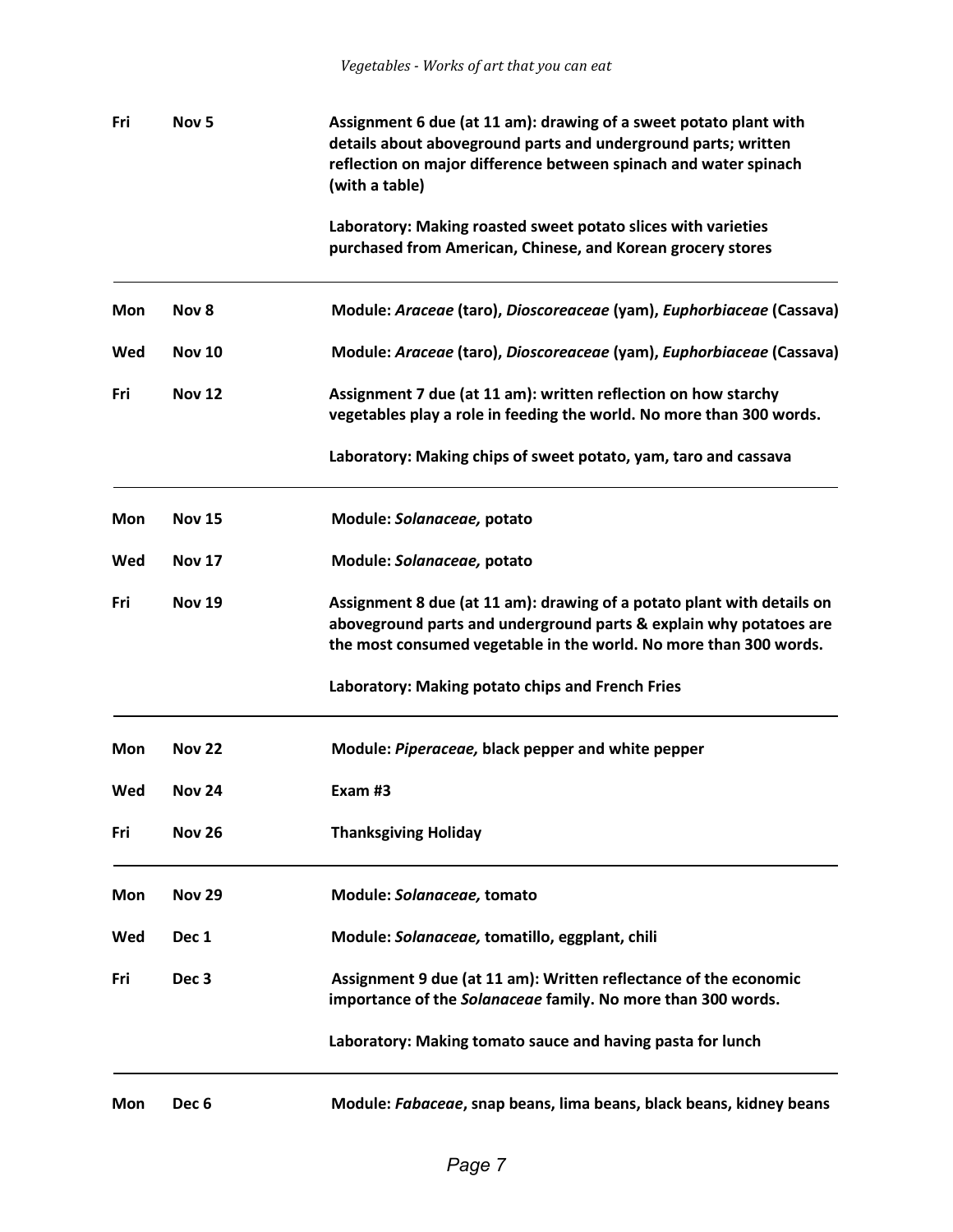| | | |
|---|---|---|
| **Fri** | **Nov 5** | **Assignment 6 due (at 11 am): drawing of a sweet potato plant with details about aboveground parts and underground parts; written reflection on major difference between spinach and water spinach (with a table)**<br><br>**Laboratory: Making roasted sweet potato slices with varieties purchased from American, Chinese, and Korean grocery stores** |
| **Mon** | **Nov 8** | **Module: *Araceae* (taro), *Dioscoreaceae* (yam), *Euphorbiaceae* (Cassava)** |
| **Wed** | **Nov 10** | **Module: *Araceae* (taro), *Dioscoreaceae* (yam), *Euphorbiaceae* (Cassava)** |
| **Fri** | **Nov 12** | **Assignment 7 due (at 11 am): written reflection on how starchy vegetables play a role in feeding the world. No more than 300 words.**<br><br>**Laboratory: Making chips of sweet potato, yam, taro and cassava** |
| **Mon** | **Nov 15** | **Module: *Solanaceae,* potato** |
| **Wed** | **Nov 17** | **Module: *Solanaceae,* potato** |
| **Fri** | **Nov 19** | **Assignment 8 due (at 11 am): drawing of a potato plant with details on aboveground parts and underground parts & explain why potatoes are the most consumed vegetable in the world. No more than 300 words.**<br><br>**Laboratory: Making potato chips and French Fries** |
| **Mon** | **Nov 22** | **Module: *Piperaceae,* black pepper and white pepper** |
| **Wed** | **Nov 24** | **Exam #3** |
| **Fri** | **Nov 26** | **Thanksgiving Holiday** |
| **Mon** | **Nov 29** | **Module: *Solanaceae,* tomato** |
| **Wed** | **Dec 1** | **Module: *Solanaceae,* tomatillo, eggplant, chili** |
| **Fri** | **Dec 3** | **Assignment 9 due (at 11 am): Written reflectance of the economic importance of the *Solanaceae* family. No more than 300 words.**<br><br>**Laboratory: Making tomato sauce and having pasta for lunch** |
| **Mon** | **Dec 6** | **Module: *Fabaceae*, snap beans, lima beans, black beans, kidney beans** |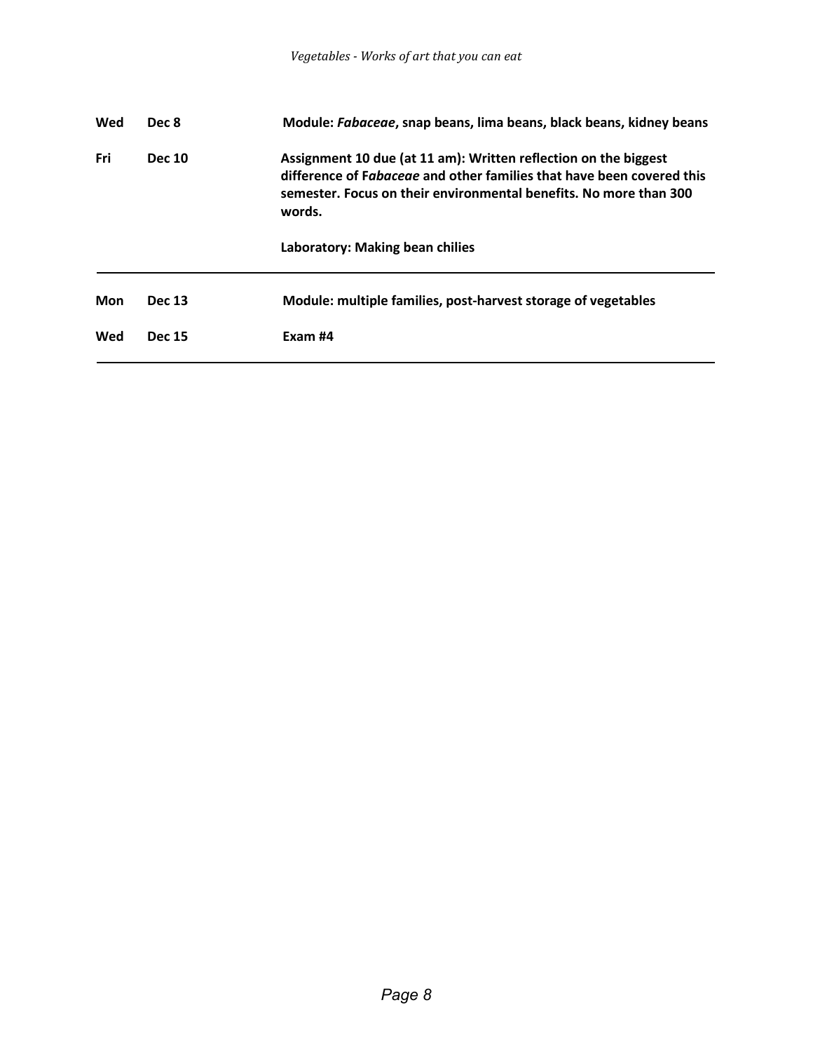| | | |
|---|---|---|
| **Wed** | **Dec 8** | **Module: *Fabaceae*, snap beans, lima beans, black beans, kidney beans** |
| **Fri** | **Dec 10** | **Assignment 10 due (at 11 am): Written reflection on the biggest difference of F*abaceae* and other families that have been covered this semester. Focus on their environmental benefits. No more than 300 words.**<br><br>**Laboratory: Making bean chilies** |
| **Mon** | **Dec 13** | **Module: multiple families, post-harvest storage of vegetables** |
| **Wed** | **Dec 15** | **Exam #4** |